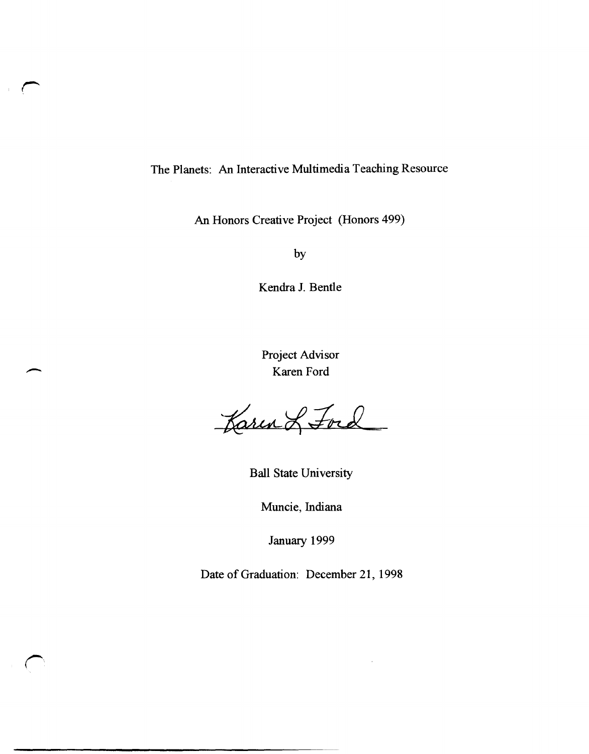# The Planets: An Interactive Multimedia Teaching Resource

An Honors Creative Project (Honors 499)

by

Kendra J. Bentle

Project Advisor
Karen Ford

Karen L Ford

Ball State University

Muncie, Indiana

January 1999

Date of Graduation: December 21, 1998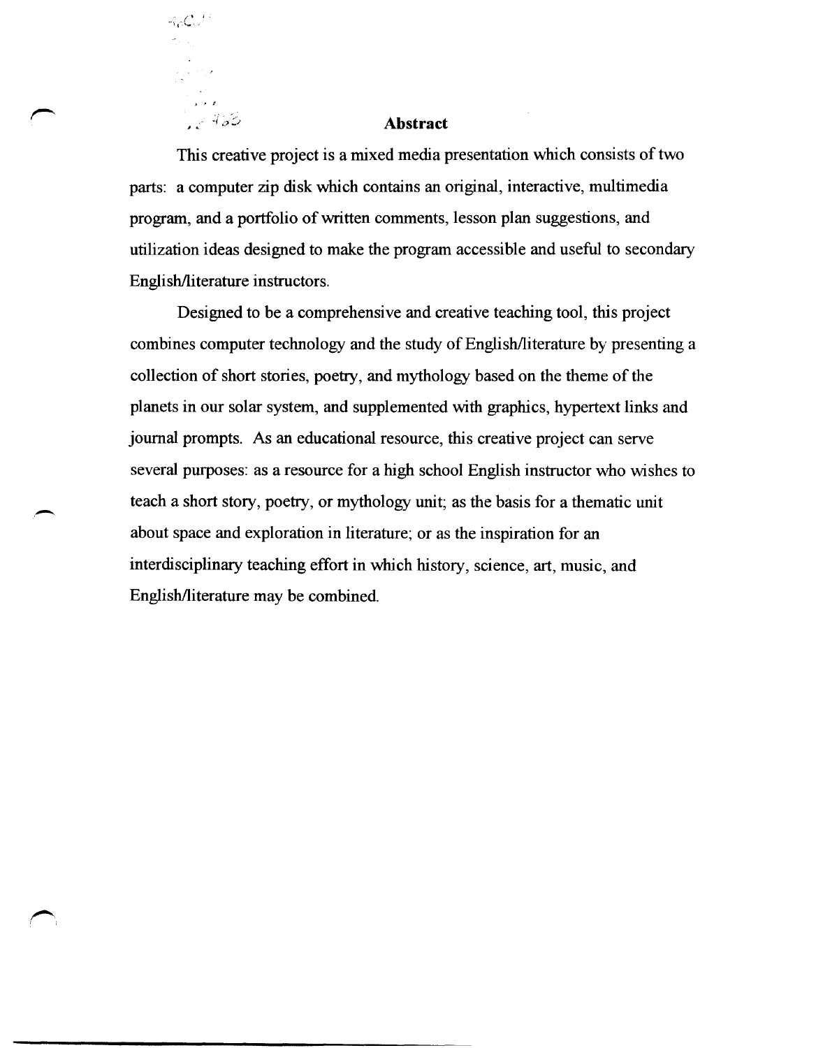## Abstract

This creative project is a mixed media presentation which consists of two parts: a computer zip disk which contains an original, interactive, multimedia program, and a portfolio of written comments, lesson plan suggestions, and utilization ideas designed to make the program accessible and useful to secondary English/literature instructors.

Designed to be a comprehensive and creative teaching tool, this project combines computer technology and the study of English/literature by presenting a collection of short stories, poetry, and mythology based on the theme of the planets in our solar system, and supplemented with graphics, hypertext links and journal prompts. As an educational resource, this creative project can serve several purposes: as a resource for a high school English instructor who wishes to teach a short story, poetry, or mythology unit; as the basis for a thematic unit about space and exploration in literature; or as the inspiration for an interdisciplinary teaching effort in which history, science, art, music, and English/literature may be combined.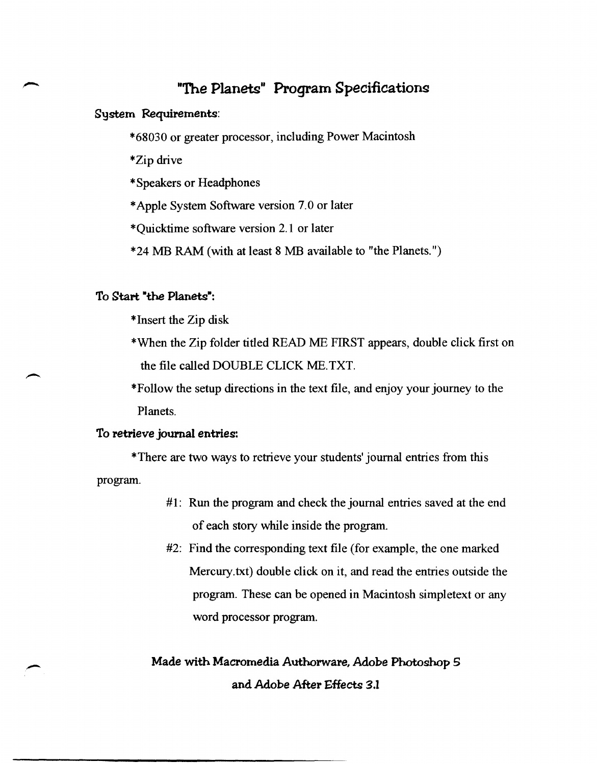# "The Planets" Program Specifications

**System Requirements:**

- *68030 or greater processor, including Power Macintosh
- *Zip drive
- *Speakers or Headphones
- *Apple System Software version 7.0 or later
- *Quicktime software version 2.1 or later
- *24 MB RAM (with at least 8 MB available to "the Planets.")

**To Start "the Planets":**

- *Insert the Zip disk
- *When the Zip folder titled READ ME FIRST appears, double click first on the file called DOUBLE CLICK ME.TXT.
- *Follow the setup directions in the text file, and enjoy your journey to the Planets.

**To retrieve journal entries:**

*There are two ways to retrieve your students' journal entries from this program.

#1: Run the program and check the journal entries saved at the end of each story while inside the program.

#2: Find the corresponding text file (for example, the one marked Mercury.txt) double click on it, and read the entries outside the program. These can be opened in Macintosh simpletext or any word processor program.

**Made with Macromedia Authorware, Adobe Photoshop 5 and Adobe After Effects 3.1**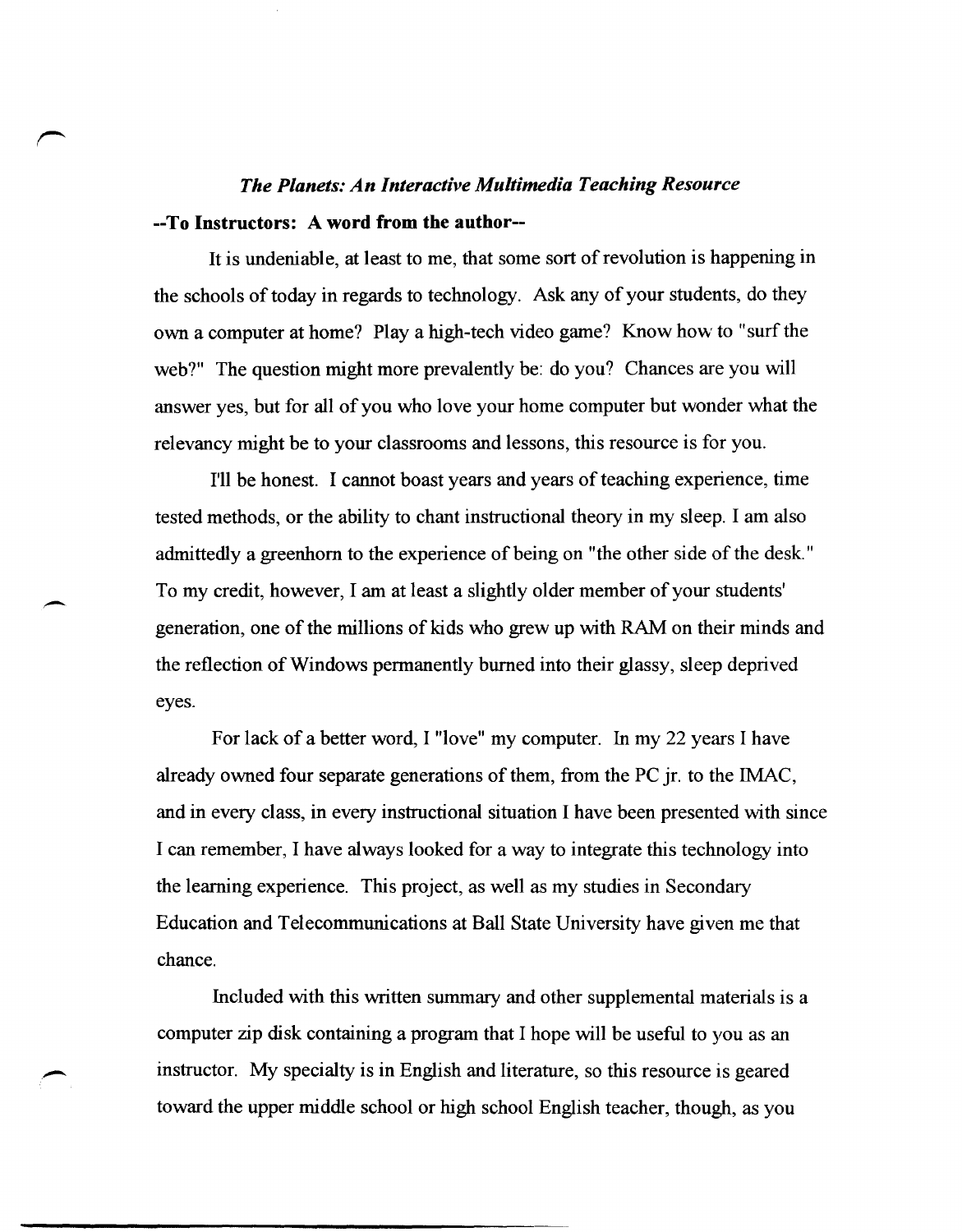## *The Planets: An Interactive Multimedia Teaching Resource*

**--To Instructors: A word from the author--**

It is undeniable, at least to me, that some sort of revolution is happening in the schools of today in regards to technology. Ask any of your students, do they own a computer at home? Play a high-tech video game? Know how to "surf the web?" The question might more prevalently be: do you? Chances are you will answer yes, but for all of you who love your home computer but wonder what the relevancy might be to your classrooms and lessons, this resource is for you.

I'll be honest. I cannot boast years and years of teaching experience, time tested methods, or the ability to chant instructional theory in my sleep. I am also admittedly a greenhorn to the experience of being on "the other side of the desk." To my credit, however, I am at least a slightly older member of your students' generation, one of the millions of kids who grew up with RAM on their minds and the reflection of Windows permanently burned into their glassy, sleep deprived eyes.

For lack of a better word, I "love" my computer. In my 22 years I have already owned four separate generations of them, from the PC jr. to the IMAC, and in every class, in every instructional situation I have been presented with since I can remember, I have always looked for a way to integrate this technology into the learning experience. This project, as well as my studies in Secondary Education and Telecommunications at Ball State University have given me that chance.

Included with this written summary and other supplemental materials is a computer zip disk containing a program that I hope will be useful to you as an instructor. My specialty is in English and literature, so this resource is geared toward the upper middle school or high school English teacher, though, as you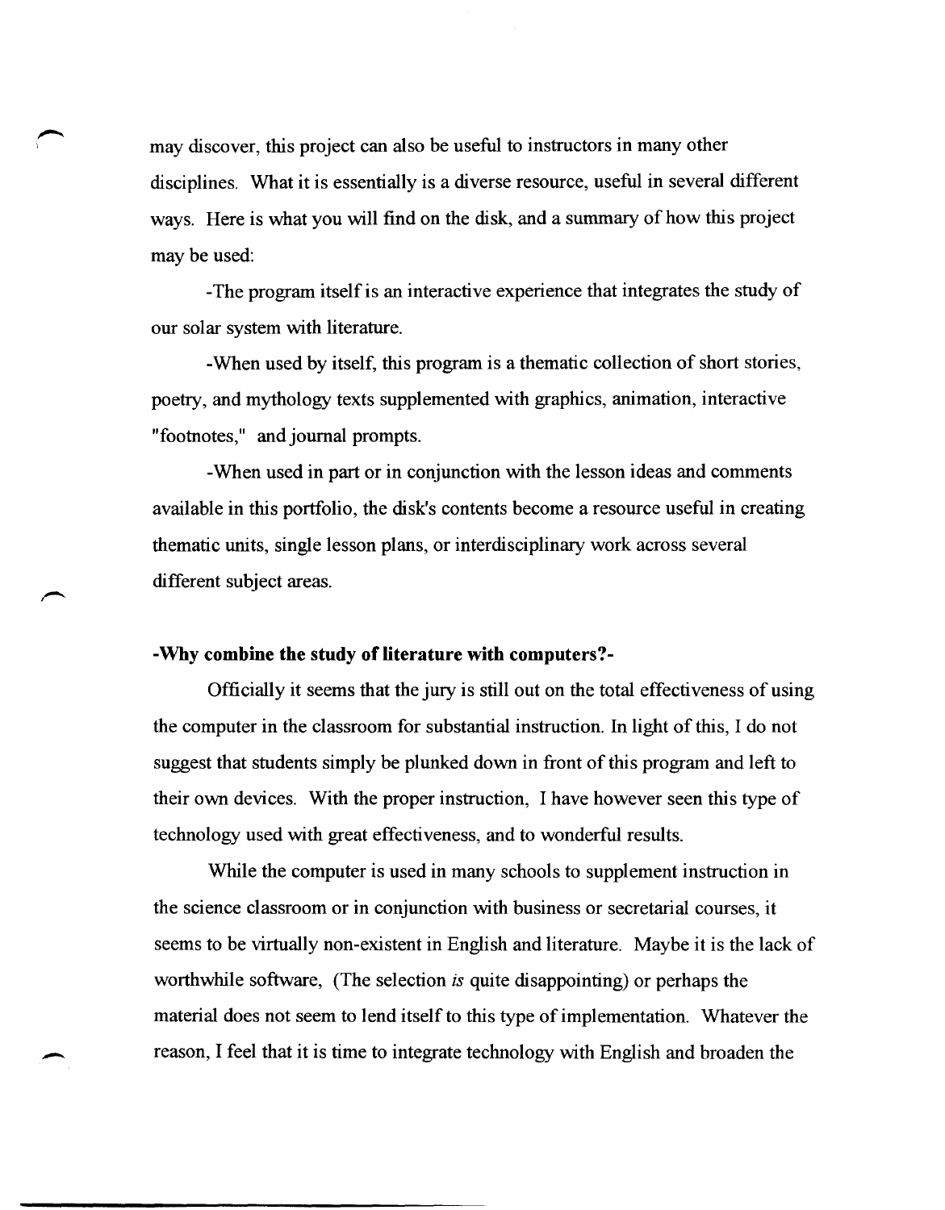may discover, this project can also be useful to instructors in many other disciplines. What it is essentially is a diverse resource, useful in several different ways. Here is what you will find on the disk, and a summary of how this project may be used:

-The program itself is an interactive experience that integrates the study of our solar system with literature.

-When used by itself, this program is a thematic collection of short stories, poetry, and mythology texts supplemented with graphics, animation, interactive "footnotes," and journal prompts.

-When used in part or in conjunction with the lesson ideas and comments available in this portfolio, the disk's contents become a resource useful in creating thematic units, single lesson plans, or interdisciplinary work across several different subject areas.

**-Why combine the study of literature with computers?-**

Officially it seems that the jury is still out on the total effectiveness of using the computer in the classroom for substantial instruction. In light of this, I do not suggest that students simply be plunked down in front of this program and left to their own devices. With the proper instruction, I have however seen this type of technology used with great effectiveness, and to wonderful results.

While the computer is used in many schools to supplement instruction in the science classroom or in conjunction with business or secretarial courses, it seems to be virtually non-existent in English and literature. Maybe it is the lack of worthwhile software, (The selection *is* quite disappointing) or perhaps the material does not seem to lend itself to this type of implementation. Whatever the reason, I feel that it is time to integrate technology with English and broaden the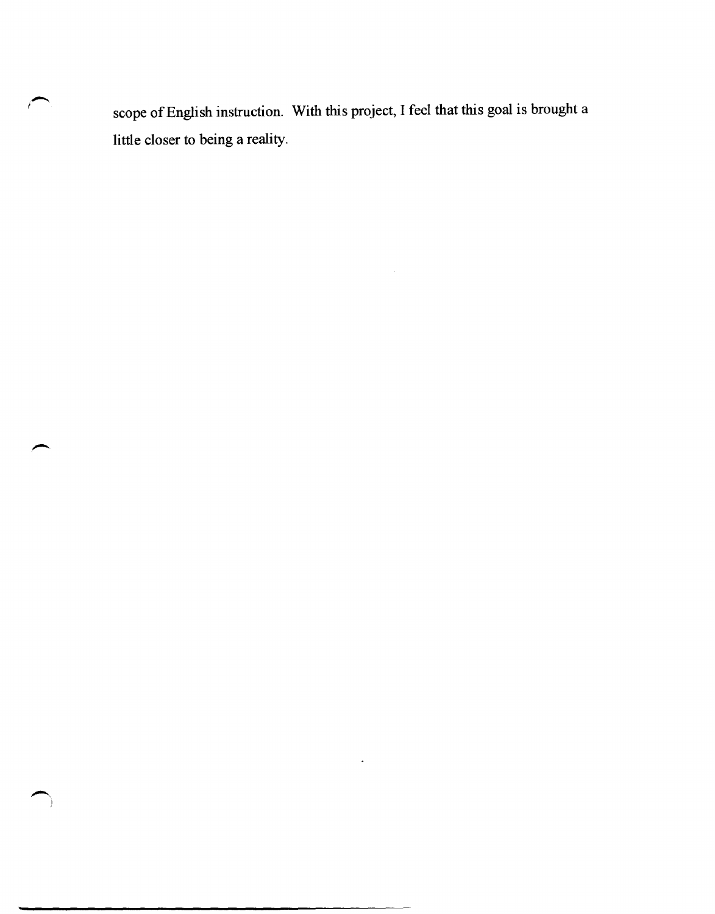scope of English instruction. With this project, I feel that this goal is brought a little closer to being a reality.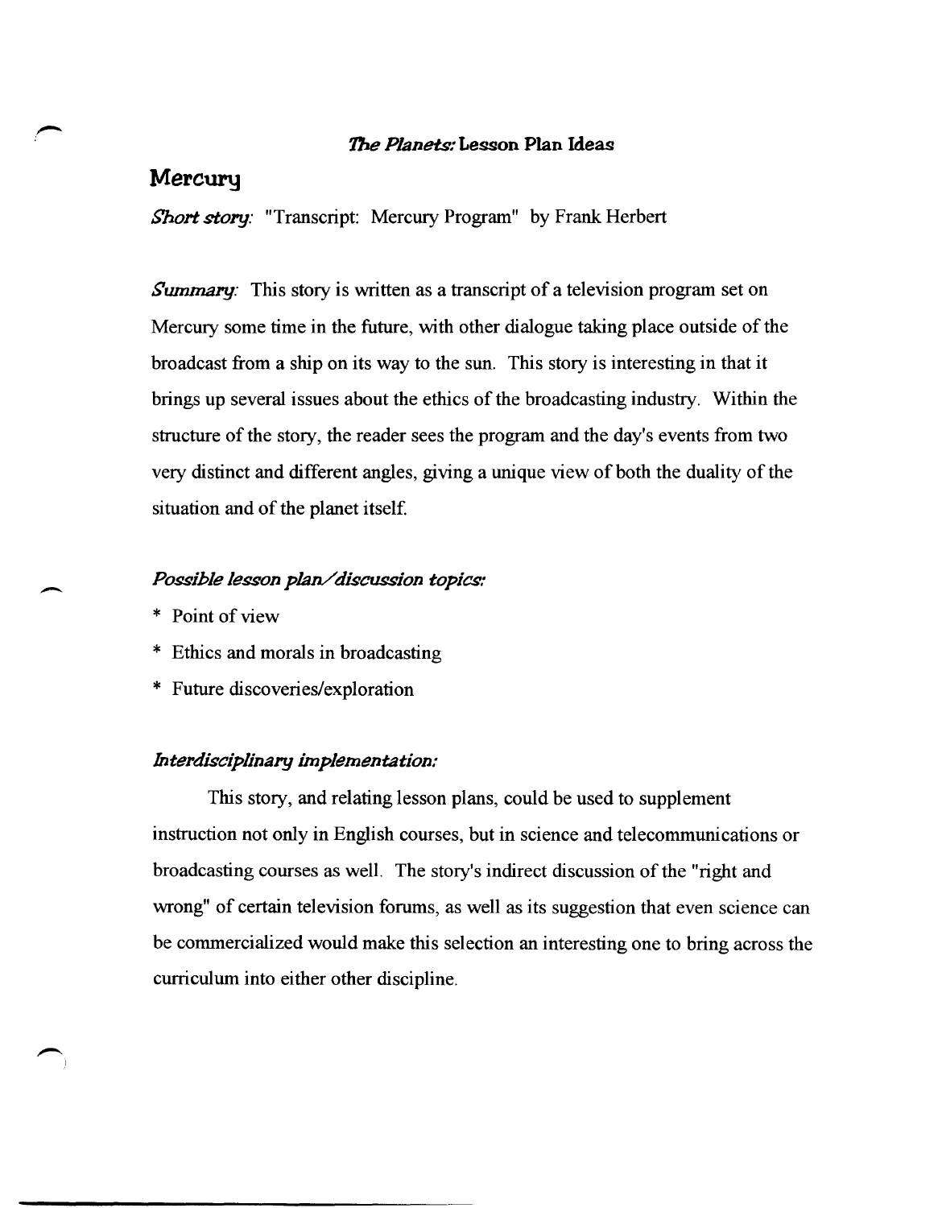*The Planets:* **Lesson Plan Ideas**

## Mercury

*Short story:* "Transcript: Mercury Program" by Frank Herbert

*Summary:* This story is written as a transcript of a television program set on Mercury some time in the future, with other dialogue taking place outside of the broadcast from a ship on its way to the sun. This story is interesting in that it brings up several issues about the ethics of the broadcasting industry. Within the structure of the story, the reader sees the program and the day's events from two very distinct and different angles, giving a unique view of both the duality of the situation and of the planet itself.

*Possible lesson plan/discussion topics:*

* Point of view
* Ethics and morals in broadcasting
* Future discoveries/exploration

*Interdisciplinary implementation:*

This story, and relating lesson plans, could be used to supplement instruction not only in English courses, but in science and telecommunications or broadcasting courses as well. The story's indirect discussion of the "right and wrong" of certain television forums, as well as its suggestion that even science can be commercialized would make this selection an interesting one to bring across the curriculum into either other discipline.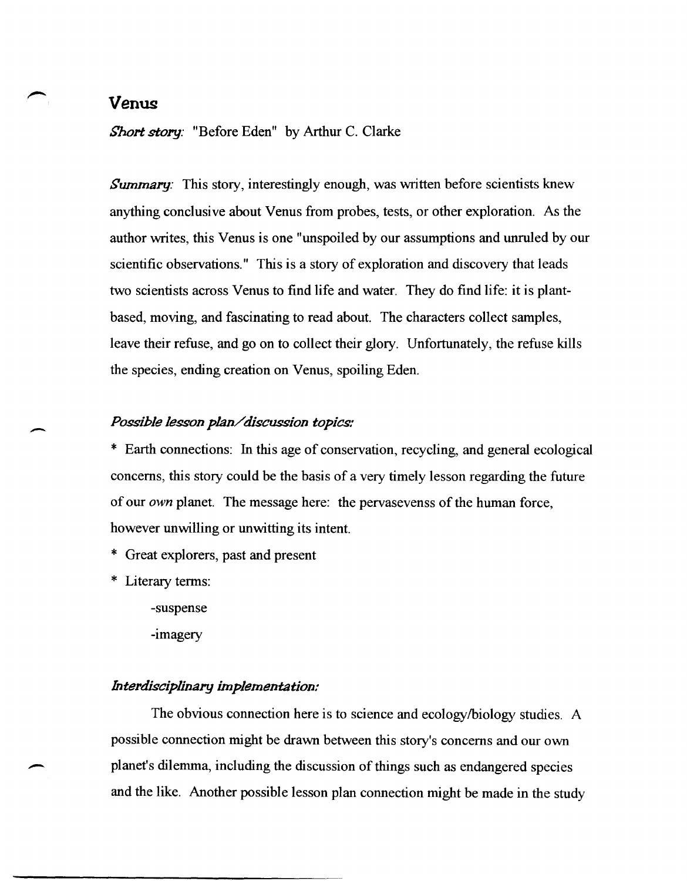## Venus

*Short story:* "Before Eden" by Arthur C. Clarke

*Summary:* This story, interestingly enough, was written before scientists knew anything conclusive about Venus from probes, tests, or other exploration. As the author writes, this Venus is one "unspoiled by our assumptions and unruled by our scientific observations." This is a story of exploration and discovery that leads two scientists across Venus to find life and water. They do find life: it is plant-based, moving, and fascinating to read about. The characters collect samples, leave their refuse, and go on to collect their glory. Unfortunately, the refuse kills the species, ending creation on Venus, spoiling Eden.

### *Possible lesson plan/discussion topics:*

* Earth connections: In this age of conservation, recycling, and general ecological concerns, this story could be the basis of a very timely lesson regarding the future of our *own* planet. The message here: the pervasevenss of the human force, however unwilling or unwitting its intent.
* Great explorers, past and present
* Literary terms:
  - suspense
  - imagery

### *Interdisciplinary implementation:*

The obvious connection here is to science and ecology/biology studies. A possible connection might be drawn between this story's concerns and our own planet's dilemma, including the discussion of things such as endangered species and the like. Another possible lesson plan connection might be made in the study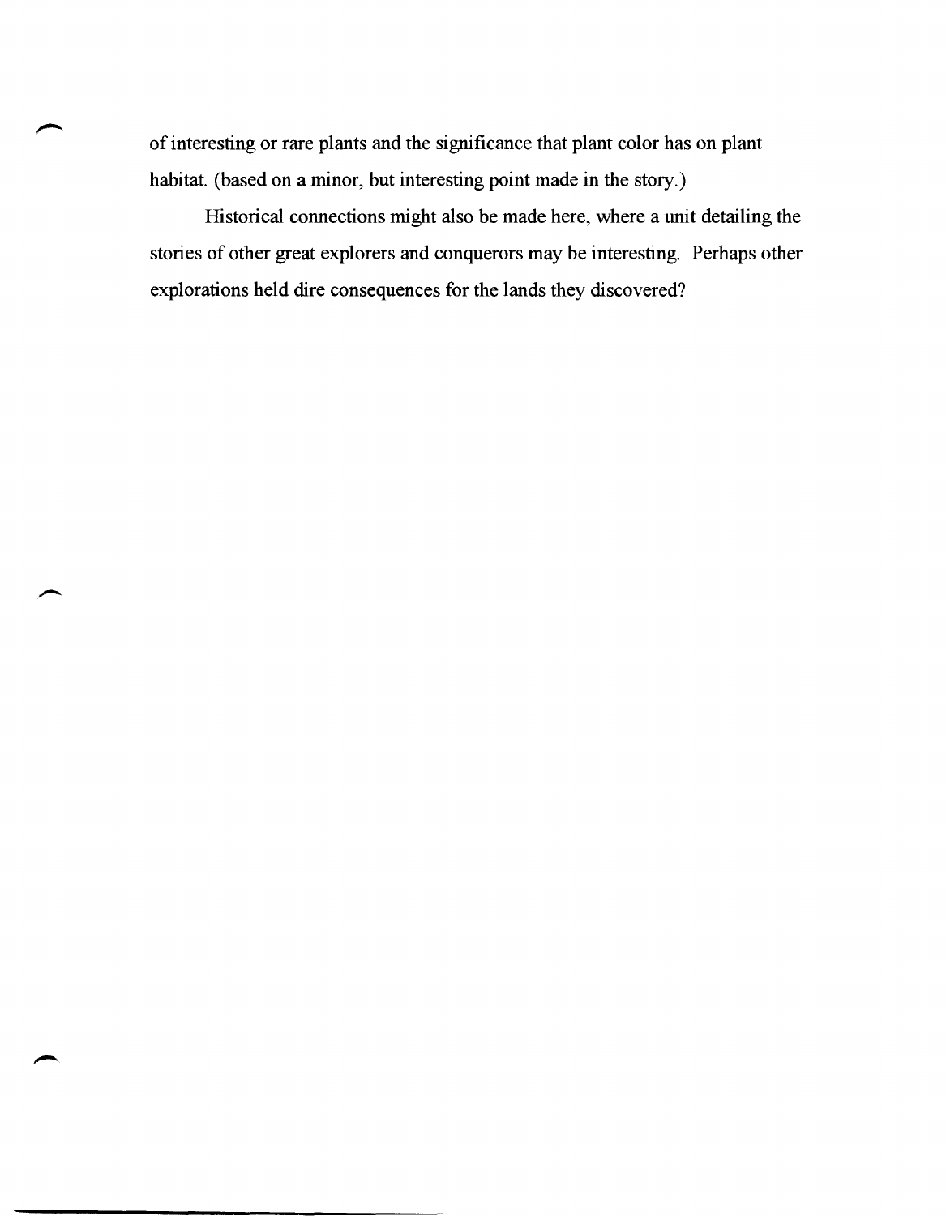of interesting or rare plants and the significance that plant color has on plant habitat. (based on a minor, but interesting point made in the story.)

Historical connections might also be made here, where a unit detailing the stories of other great explorers and conquerors may be interesting. Perhaps other explorations held dire consequences for the lands they discovered?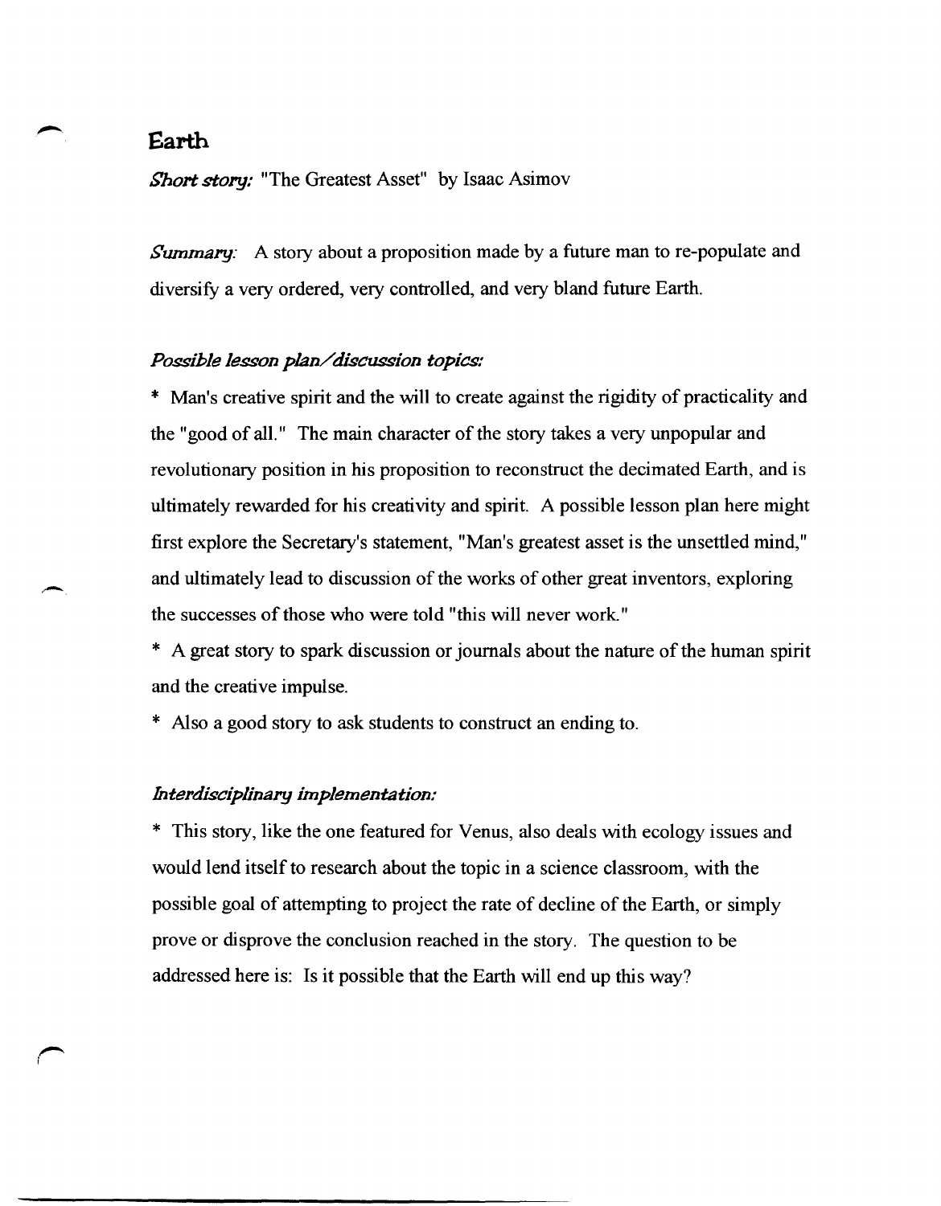# Earth

*Short story:* "The Greatest Asset" by Isaac Asimov

*Summary:* A story about a proposition made by a future man to re-populate and diversify a very ordered, very controlled, and very bland future Earth.

*Possible lesson plan/discussion topics:*

* Man's creative spirit and the will to create against the rigidity of practicality and the "good of all." The main character of the story takes a very unpopular and revolutionary position in his proposition to reconstruct the decimated Earth, and is ultimately rewarded for his creativity and spirit. A possible lesson plan here might first explore the Secretary's statement, "Man's greatest asset is the unsettled mind," and ultimately lead to discussion of the works of other great inventors, exploring the successes of those who were told "this will never work."
* A great story to spark discussion or journals about the nature of the human spirit and the creative impulse.
* Also a good story to ask students to construct an ending to.

*Interdisciplinary implementation:*

* This story, like the one featured for Venus, also deals with ecology issues and would lend itself to research about the topic in a science classroom, with the possible goal of attempting to project the rate of decline of the Earth, or simply prove or disprove the conclusion reached in the story. The question to be addressed here is: Is it possible that the Earth will end up this way?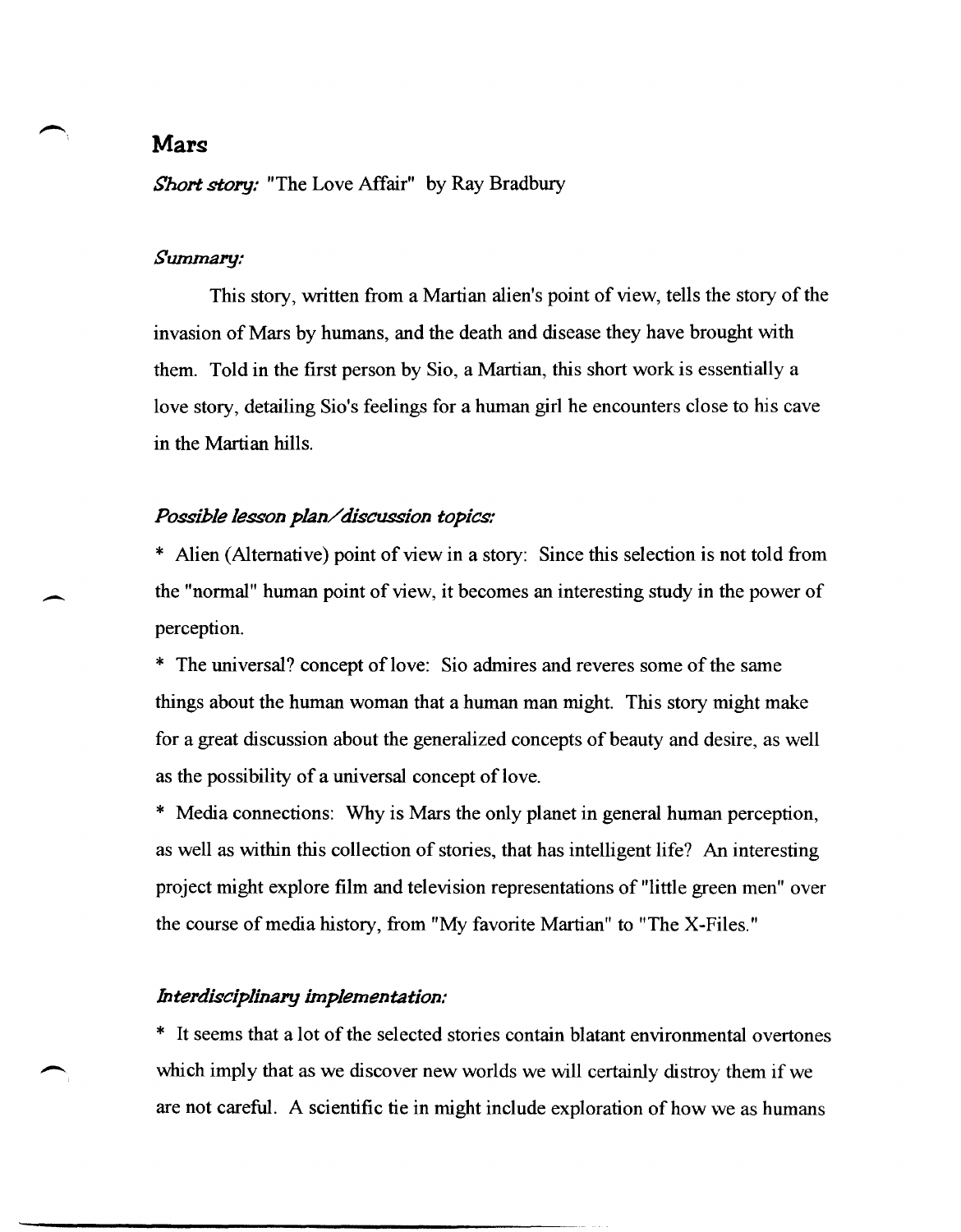## Mars

*Short story:* "The Love Affair" by Ray Bradbury

*Summary:*

This story, written from a Martian alien's point of view, tells the story of the invasion of Mars by humans, and the death and disease they have brought with them. Told in the first person by Sio, a Martian, this short work is essentially a love story, detailing Sio's feelings for a human girl he encounters close to his cave in the Martian hills.

*Possible lesson plan/discussion topics:*

* Alien (Alternative) point of view in a story: Since this selection is not told from the "normal" human point of view, it becomes an interesting study in the power of perception.

* The universal? concept of love: Sio admires and reveres some of the same things about the human woman that a human man might. This story might make for a great discussion about the generalized concepts of beauty and desire, as well as the possibility of a universal concept of love.

* Media connections: Why is Mars the only planet in general human perception, as well as within this collection of stories, that has intelligent life? An interesting project might explore film and television representations of "little green men" over the course of media history, from "My favorite Martian" to "The X-Files."

*Interdisciplinary implementation:*

* It seems that a lot of the selected stories contain blatant environmental overtones which imply that as we discover new worlds we will certainly distroy them if we are not careful. A scientific tie in might include exploration of how we as humans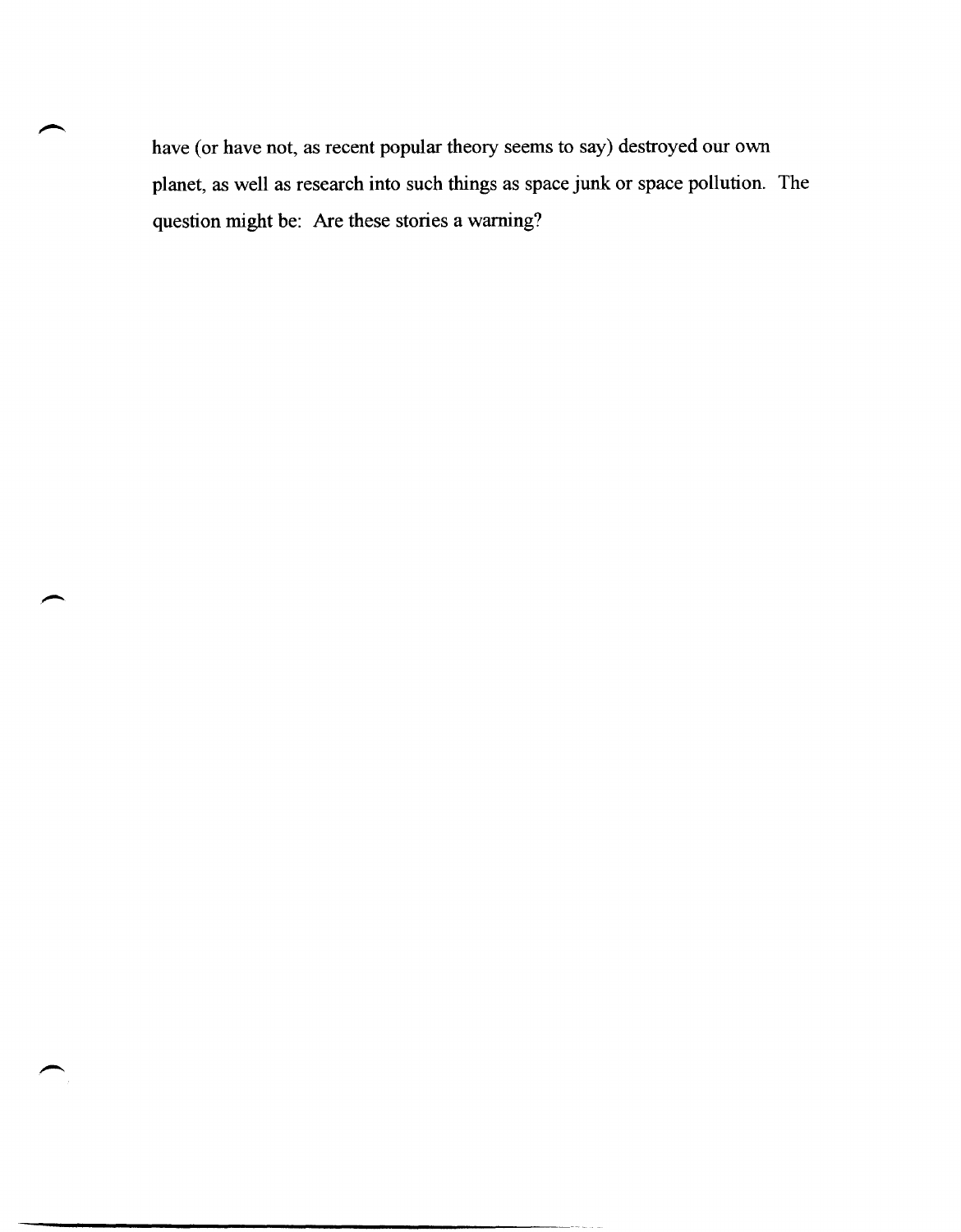have (or have not, as recent popular theory seems to say) destroyed our own planet, as well as research into such things as space junk or space pollution. The question might be: Are these stories a warning?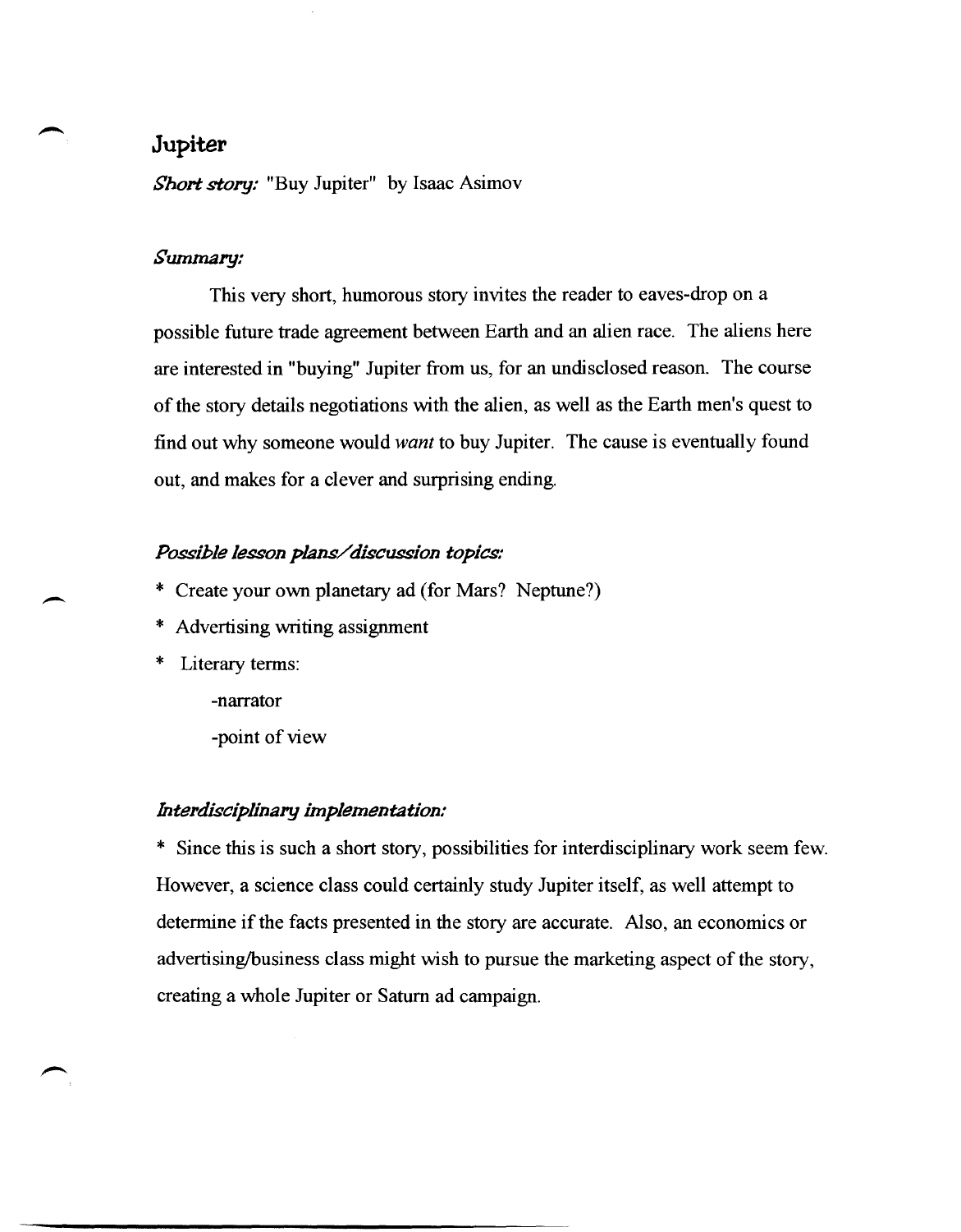## Jupiter

***Short story:*** "Buy Jupiter" by Isaac Asimov

### *Summary:*

This very short, humorous story invites the reader to eaves-drop on a possible future trade agreement between Earth and an alien race. The aliens here are interested in "buying" Jupiter from us, for an undisclosed reason. The course of the story details negotiations with the alien, as well as the Earth men's quest to find out why someone would *want* to buy Jupiter. The cause is eventually found out, and makes for a clever and surprising ending.

### *Possible lesson plans/discussion topics:*

* Create your own planetary ad (for Mars? Neptune?)
* Advertising writing assignment
* Literary terms:
    - narrator
    - point of view

### *Interdisciplinary implementation:*

* Since this is such a short story, possibilities for interdisciplinary work seem few. However, a science class could certainly study Jupiter itself, as well attempt to determine if the facts presented in the story are accurate. Also, an economics or advertising/business class might wish to pursue the marketing aspect of the story, creating a whole Jupiter or Saturn ad campaign.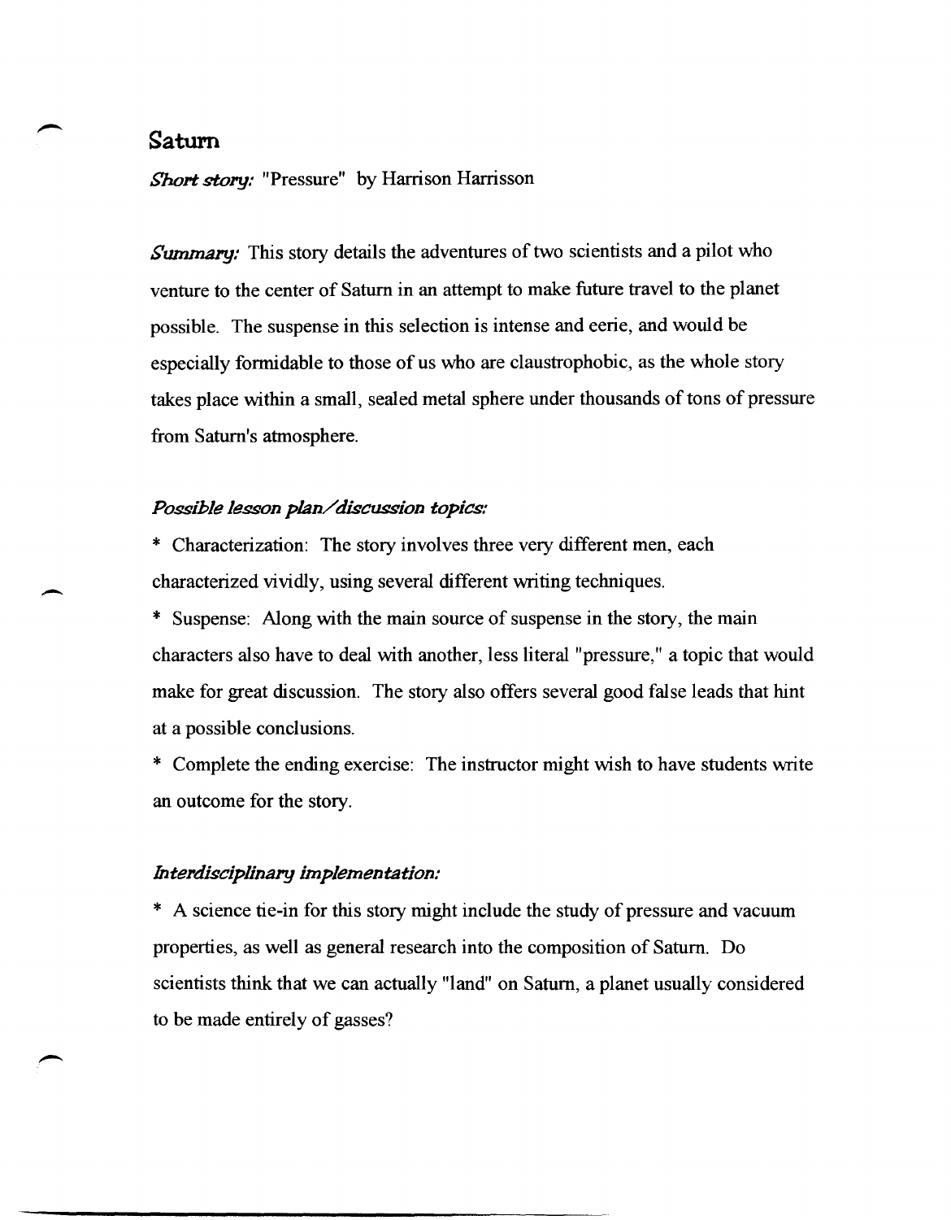## Saturn

*Short story:* "Pressure" by Harrison Harrisson

*Summary:* This story details the adventures of two scientists and a pilot who venture to the center of Saturn in an attempt to make future travel to the planet possible. The suspense in this selection is intense and eerie, and would be especially formidable to those of us who are claustrophobic, as the whole story takes place within a small, sealed metal sphere under thousands of tons of pressure from Saturn's atmosphere.

*Possible lesson plan/discussion topics:*

* Characterization: The story involves three very different men, each characterized vividly, using several different writing techniques.

* Suspense: Along with the main source of suspense in the story, the main characters also have to deal with another, less literal "pressure," a topic that would make for great discussion. The story also offers several good false leads that hint at a possible conclusions.

* Complete the ending exercise: The instructor might wish to have students write an outcome for the story.

*Interdisciplinary implementation:*

* A science tie-in for this story might include the study of pressure and vacuum properties, as well as general research into the composition of Saturn. Do scientists think that we can actually "land" on Saturn, a planet usually considered to be made entirely of gasses?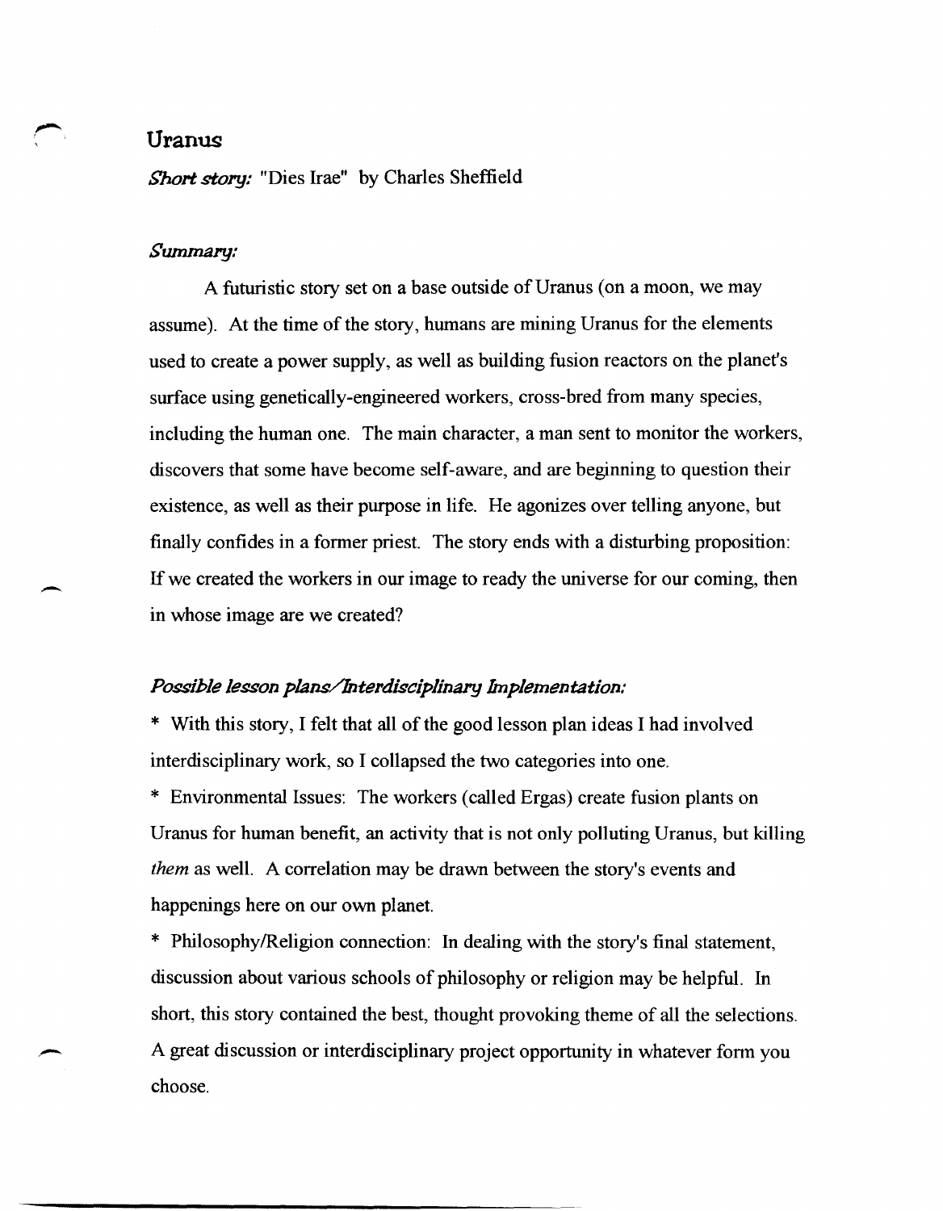## Uranus

*Short story:* "Dies Irae" by Charles Sheffield

### *Summary:*

A futuristic story set on a base outside of Uranus (on a moon, we may assume). At the time of the story, humans are mining Uranus for the elements used to create a power supply, as well as building fusion reactors on the planet's surface using genetically-engineered workers, cross-bred from many species, including the human one. The main character, a man sent to monitor the workers, discovers that some have become self-aware, and are beginning to question their existence, as well as their purpose in life. He agonizes over telling anyone, but finally confides in a former priest. The story ends with a disturbing proposition: If we created the workers in our image to ready the universe for our coming, then in whose image are we created?

### *Possible lesson plans/Interdisciplinary Implementation:*

* With this story, I felt that all of the good lesson plan ideas I had involved interdisciplinary work, so I collapsed the two categories into one.

* Environmental Issues: The workers (called Ergas) create fusion plants on Uranus for human benefit, an activity that is not only polluting Uranus, but killing *them* as well. A correlation may be drawn between the story's events and happenings here on our own planet.

* Philosophy/Religion connection: In dealing with the story's final statement, discussion about various schools of philosophy or religion may be helpful. In short, this story contained the best, thought provoking theme of all the selections. A great discussion or interdisciplinary project opportunity in whatever form you choose.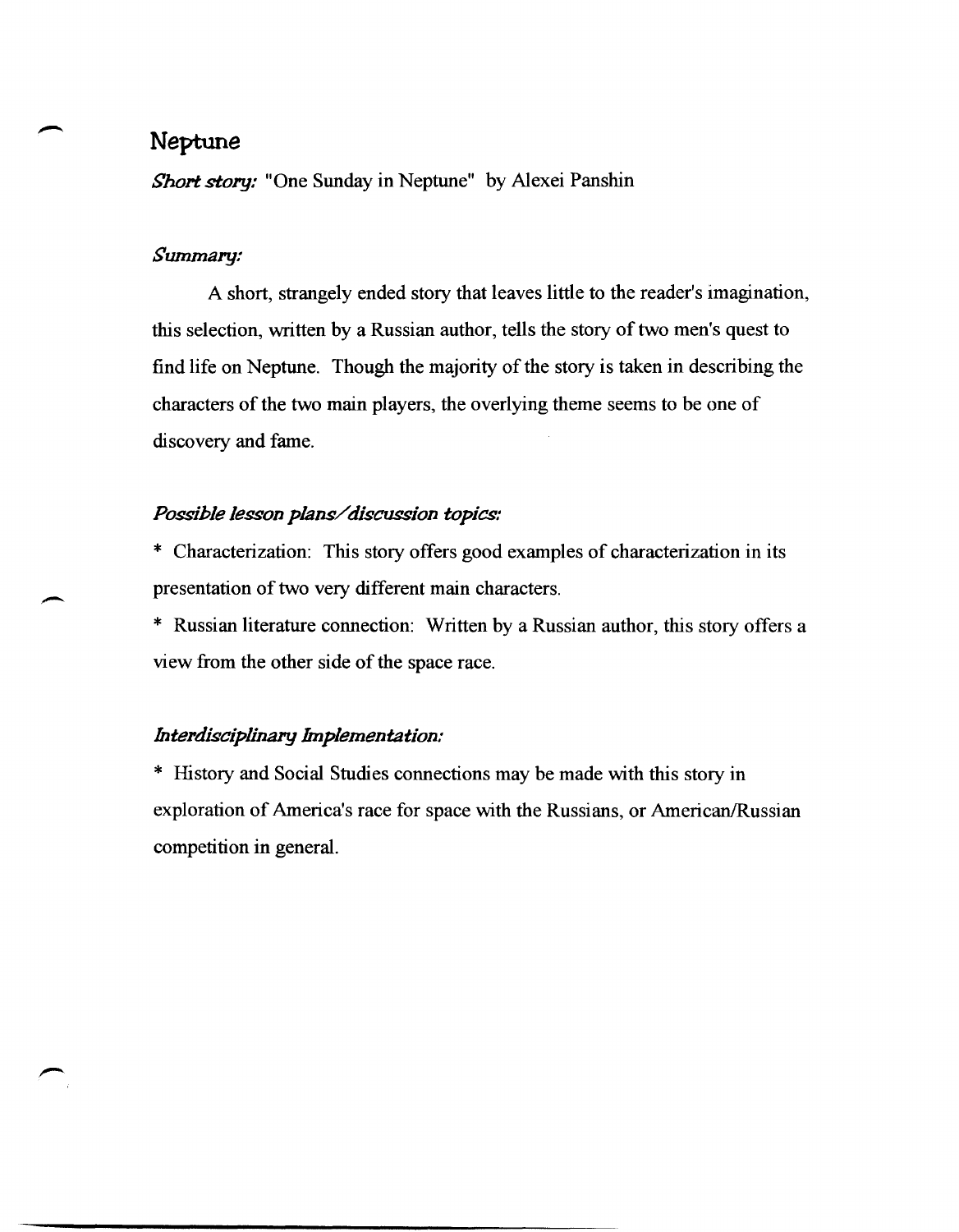## Neptune

***Short story:*** "One Sunday in Neptune" by Alexei Panshin

### *Summary:*

A short, strangely ended story that leaves little to the reader's imagination, this selection, written by a Russian author, tells the story of two men's quest to find life on Neptune. Though the majority of the story is taken in describing the characters of the two main players, the overlying theme seems to be one of discovery and fame.

### *Possible lesson plans/discussion topics:*

* Characterization: This story offers good examples of characterization in its presentation of two very different main characters.

* Russian literature connection: Written by a Russian author, this story offers a view from the other side of the space race.

### *Interdisciplinary Implementation:*

* History and Social Studies connections may be made with this story in exploration of America's race for space with the Russians, or American/Russian competition in general.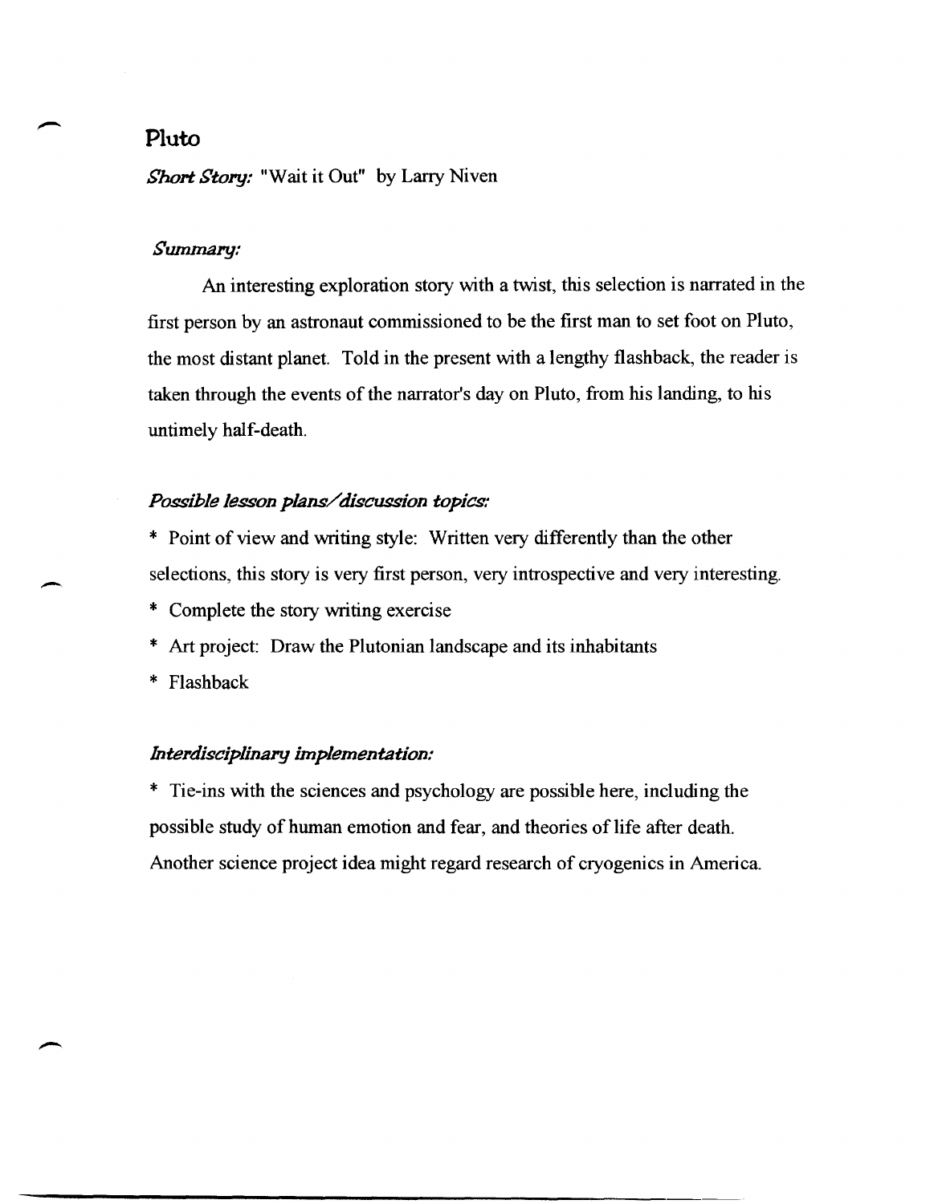# Pluto

***Short Story:*** "Wait it Out" by Larry Niven

***Summary:***

An interesting exploration story with a twist, this selection is narrated in the first person by an astronaut commissioned to be the first man to set foot on Pluto, the most distant planet. Told in the present with a lengthy flashback, the reader is taken through the events of the narrator's day on Pluto, from his landing, to his untimely half-death.

***Possible lesson plans/discussion topics:***

* Point of view and writing style: Written very differently than the other selections, this story is very first person, very introspective and very interesting.
* Complete the story writing exercise
* Art project: Draw the Plutonian landscape and its inhabitants
* Flashback

***Interdisciplinary implementation:***

* Tie-ins with the sciences and psychology are possible here, including the possible study of human emotion and fear, and theories of life after death. Another science project idea might regard research of cryogenics in America.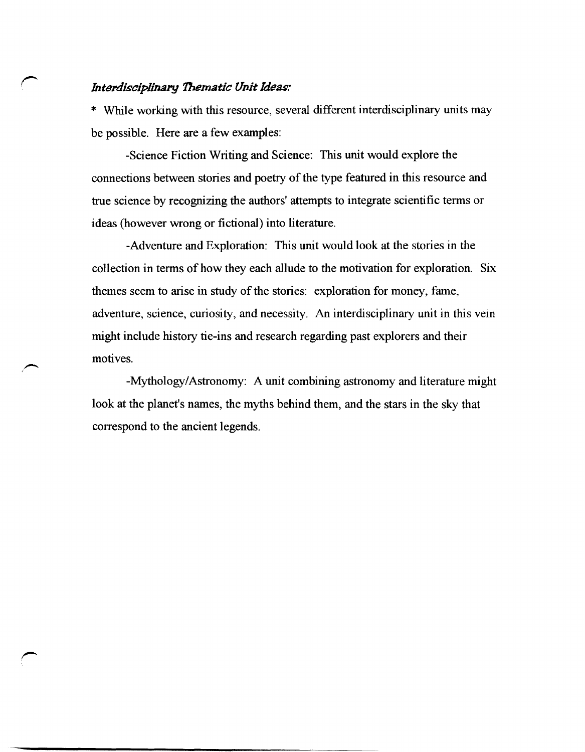*Interdisciplinary Thematic Unit Ideas:*

* While working with this resource, several different interdisciplinary units may be possible. Here are a few examples:

-Science Fiction Writing and Science: This unit would explore the connections between stories and poetry of the type featured in this resource and true science by recognizing the authors' attempts to integrate scientific terms or ideas (however wrong or fictional) into literature.

-Adventure and Exploration: This unit would look at the stories in the collection in terms of how they each allude to the motivation for exploration. Six themes seem to arise in study of the stories: exploration for money, fame, adventure, science, curiosity, and necessity. An interdisciplinary unit in this vein might include history tie-ins and research regarding past explorers and their motives.

-Mythology/Astronomy: A unit combining astronomy and literature might look at the planet's names, the myths behind them, and the stars in the sky that correspond to the ancient legends.